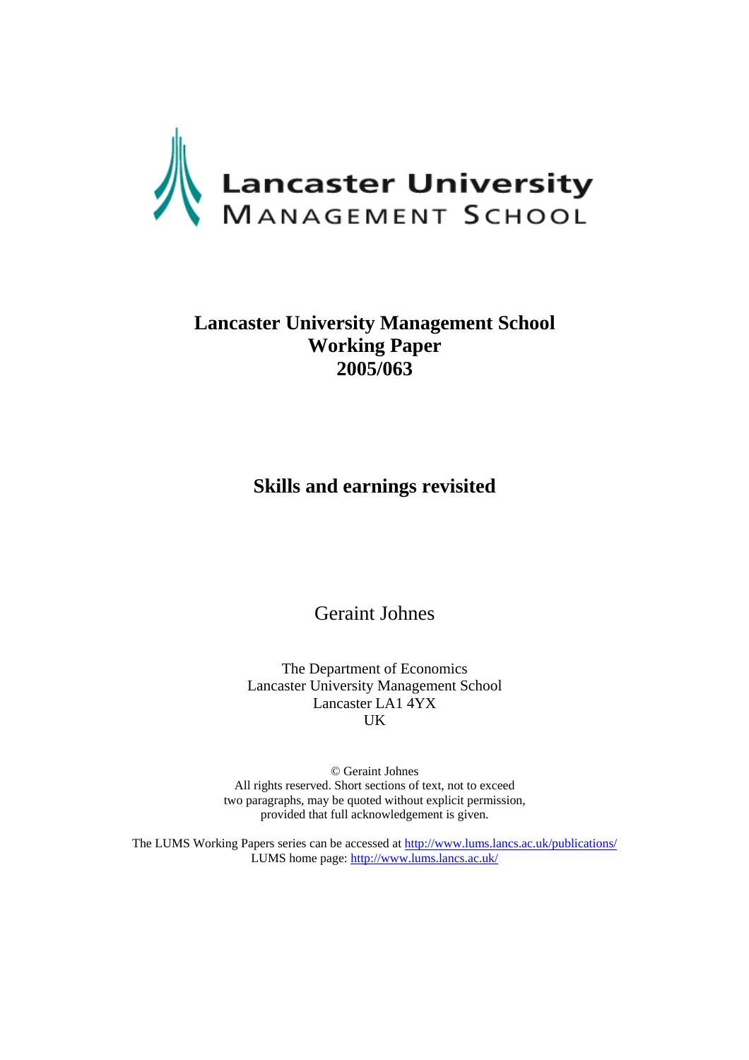Lancaster University
MANAGEMENT SCHOOL

**Lancaster University Management School**
**Working Paper**
**2005/063**

# Skills and earnings revisited

Geraint Johnes

The Department of Economics
Lancaster University Management School
Lancaster LA1 4YX
UK

© Geraint Johnes
All rights reserved. Short sections of text, not to exceed two paragraphs, may be quoted without explicit permission, provided that full acknowledgement is given.

The LUMS Working Papers series can be accessed at http://www.lums.lancs.ac.uk/publications/
LUMS home page: http://www.lums.lancs.ac.uk/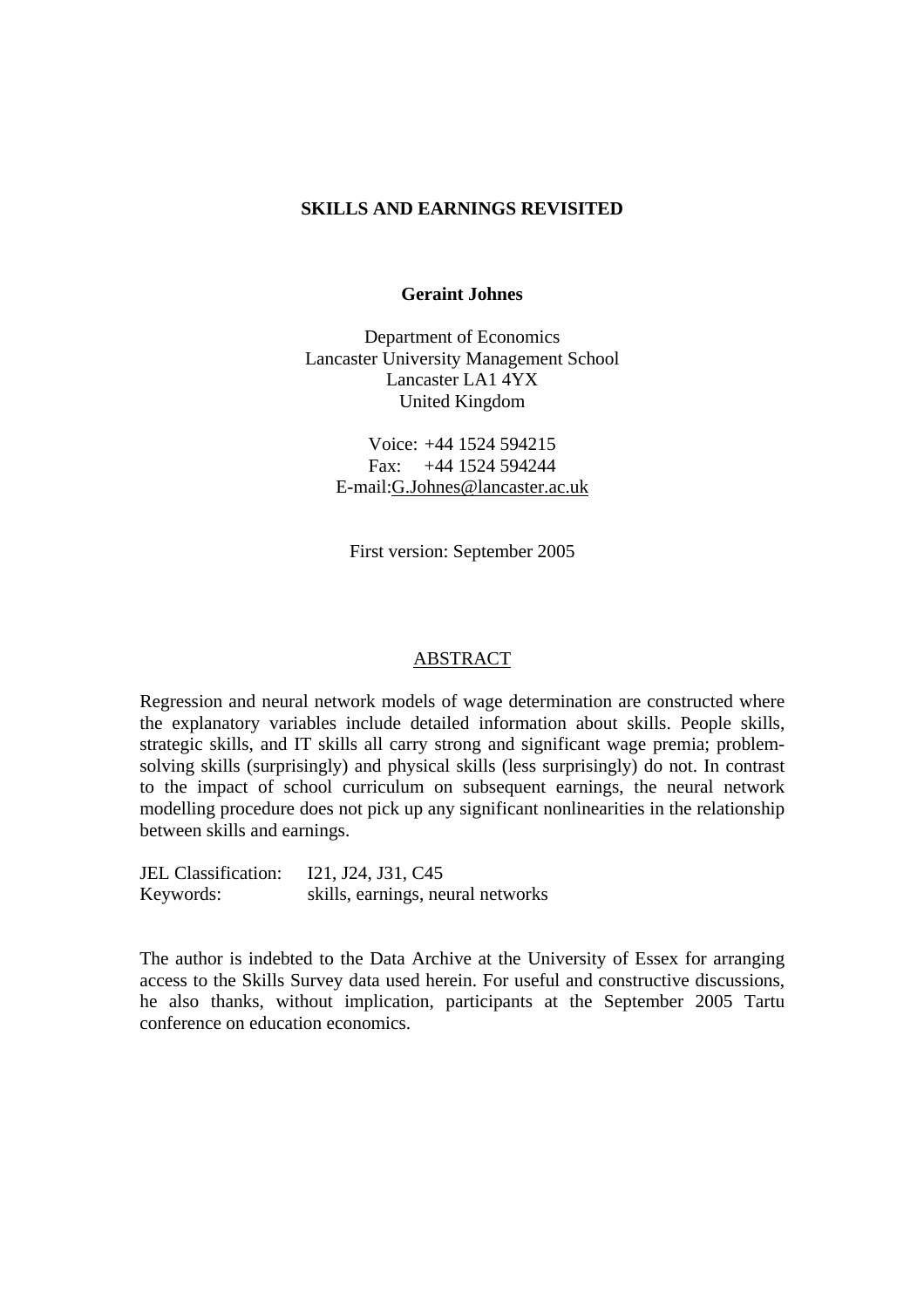**SKILLS AND EARNINGS REVISITED**

**Geraint Johnes**

Department of Economics
Lancaster University Management School
Lancaster LA1 4YX
United Kingdom

Voice: +44 1524 594215
Fax: +44 1524 594244
E-mail:G.Johnes@lancaster.ac.uk

First version: September 2005

## ABSTRACT

Regression and neural network models of wage determination are constructed where the explanatory variables include detailed information about skills. People skills, strategic skills, and IT skills all carry strong and significant wage premia; problem-solving skills (surprisingly) and physical skills (less surprisingly) do not. In contrast to the impact of school curriculum on subsequent earnings, the neural network modelling procedure does not pick up any significant nonlinearities in the relationship between skills and earnings.

JEL Classification: I21, J24, J31, C45
Keywords: skills, earnings, neural networks

The author is indebted to the Data Archive at the University of Essex for arranging access to the Skills Survey data used herein. For useful and constructive discussions, he also thanks, without implication, participants at the September 2005 Tartu conference on education economics.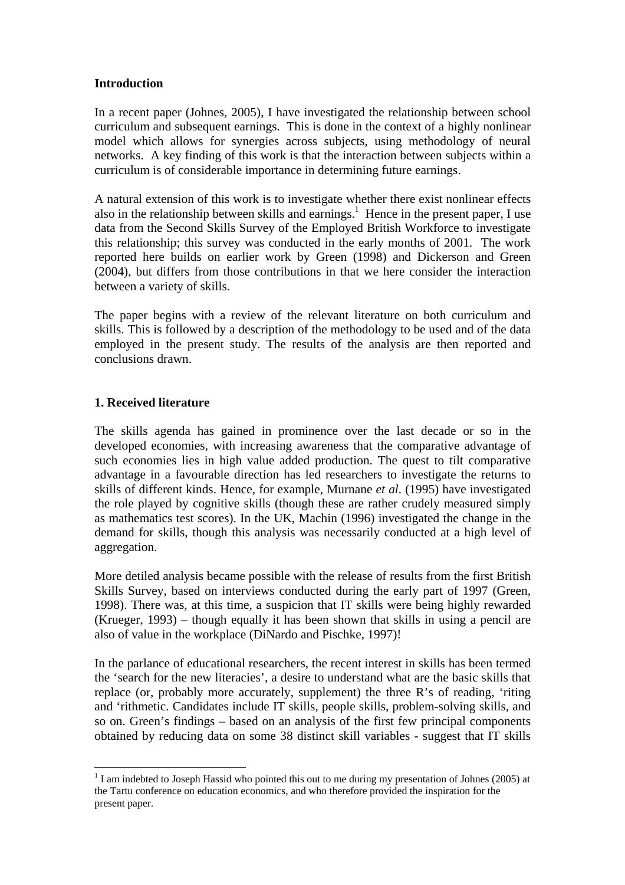## Introduction

In a recent paper (Johnes, 2005), I have investigated the relationship between school curriculum and subsequent earnings. This is done in the context of a highly nonlinear model which allows for synergies across subjects, using methodology of neural networks. A key finding of this work is that the interaction between subjects within a curriculum is of considerable importance in determining future earnings.

A natural extension of this work is to investigate whether there exist nonlinear effects also in the relationship between skills and earnings.[1] Hence in the present paper, I use data from the Second Skills Survey of the Employed British Workforce to investigate this relationship; this survey was conducted in the early months of 2001. The work reported here builds on earlier work by Green (1998) and Dickerson and Green (2004), but differs from those contributions in that we here consider the interaction between a variety of skills.

The paper begins with a review of the relevant literature on both curriculum and skills. This is followed by a description of the methodology to be used and of the data employed in the present study. The results of the analysis are then reported and conclusions drawn.

## 1. Received literature

The skills agenda has gained in prominence over the last decade or so in the developed economies, with increasing awareness that the comparative advantage of such economies lies in high value added production. The quest to tilt comparative advantage in a favourable direction has led researchers to investigate the returns to skills of different kinds. Hence, for example, Murnane *et al*. (1995) have investigated the role played by cognitive skills (though these are rather crudely measured simply as mathematics test scores). In the UK, Machin (1996) investigated the change in the demand for skills, though this analysis was necessarily conducted at a high level of aggregation.

More detiled analysis became possible with the release of results from the first British Skills Survey, based on interviews conducted during the early part of 1997 (Green, 1998). There was, at this time, a suspicion that IT skills were being highly rewarded (Krueger, 1993) – though equally it has been shown that skills in using a pencil are also of value in the workplace (DiNardo and Pischke, 1997)!

In the parlance of educational researchers, the recent interest in skills has been termed the 'search for the new literacies', a desire to understand what are the basic skills that replace (or, probably more accurately, supplement) the three R's of reading, 'riting and 'rithmetic. Candidates include IT skills, people skills, problem-solving skills, and so on. Green's findings – based on an analysis of the first few principal components obtained by reducing data on some 38 distinct skill variables - suggest that IT skills

[1] I am indebted to Joseph Hassid who pointed this out to me during my presentation of Johnes (2005) at the Tartu conference on education economics, and who therefore provided the inspiration for the present paper.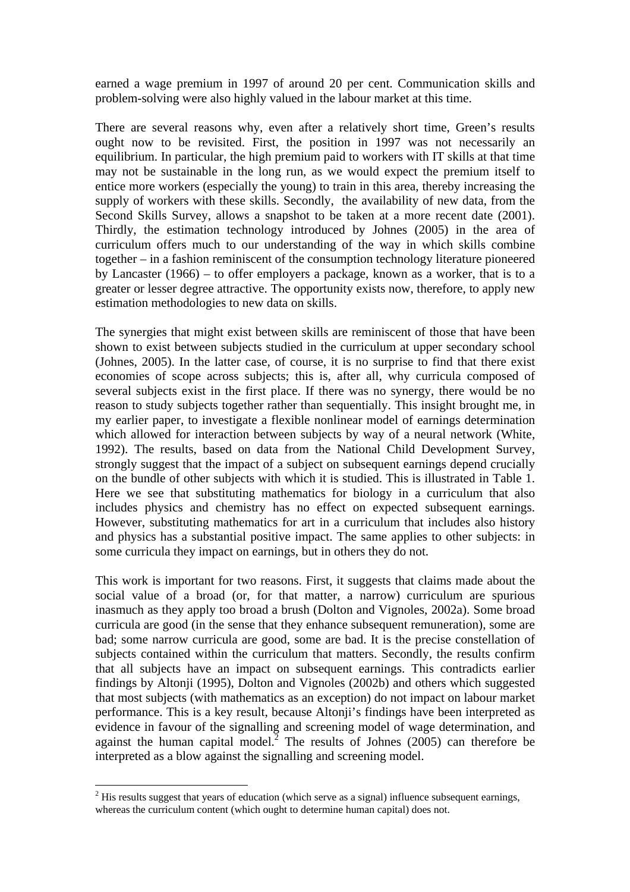earned a wage premium in 1997 of around 20 per cent. Communication skills and problem-solving were also highly valued in the labour market at this time.

There are several reasons why, even after a relatively short time, Green's results ought now to be revisited. First, the position in 1997 was not necessarily an equilibrium. In particular, the high premium paid to workers with IT skills at that time may not be sustainable in the long run, as we would expect the premium itself to entice more workers (especially the young) to train in this area, thereby increasing the supply of workers with these skills. Secondly, the availability of new data, from the Second Skills Survey, allows a snapshot to be taken at a more recent date (2001). Thirdly, the estimation technology introduced by Johnes (2005) in the area of curriculum offers much to our understanding of the way in which skills combine together – in a fashion reminiscent of the consumption technology literature pioneered by Lancaster (1966) – to offer employers a package, known as a worker, that is to a greater or lesser degree attractive. The opportunity exists now, therefore, to apply new estimation methodologies to new data on skills.

The synergies that might exist between skills are reminiscent of those that have been shown to exist between subjects studied in the curriculum at upper secondary school (Johnes, 2005). In the latter case, of course, it is no surprise to find that there exist economies of scope across subjects; this is, after all, why curricula composed of several subjects exist in the first place. If there was no synergy, there would be no reason to study subjects together rather than sequentially. This insight brought me, in my earlier paper, to investigate a flexible nonlinear model of earnings determination which allowed for interaction between subjects by way of a neural network (White, 1992). The results, based on data from the National Child Development Survey, strongly suggest that the impact of a subject on subsequent earnings depend crucially on the bundle of other subjects with which it is studied. This is illustrated in Table 1. Here we see that substituting mathematics for biology in a curriculum that also includes physics and chemistry has no effect on expected subsequent earnings. However, substituting mathematics for art in a curriculum that includes also history and physics has a substantial positive impact. The same applies to other subjects: in some curricula they impact on earnings, but in others they do not.

This work is important for two reasons. First, it suggests that claims made about the social value of a broad (or, for that matter, a narrow) curriculum are spurious inasmuch as they apply too broad a brush (Dolton and Vignoles, 2002a). Some broad curricula are good (in the sense that they enhance subsequent remuneration), some are bad; some narrow curricula are good, some are bad. It is the precise constellation of subjects contained within the curriculum that matters. Secondly, the results confirm that all subjects have an impact on subsequent earnings. This contradicts earlier findings by Altonji (1995), Dolton and Vignoles (2002b) and others which suggested that most subjects (with mathematics as an exception) do not impact on labour market performance. This is a key result, because Altonji's findings have been interpreted as evidence in favour of the signalling and screening model of wage determination, and against the human capital model.[2] The results of Johnes (2005) can therefore be interpreted as a blow against the signalling and screening model.

---

[2] His results suggest that years of education (which serve as a signal) influence subsequent earnings, whereas the curriculum content (which ought to determine human capital) does not.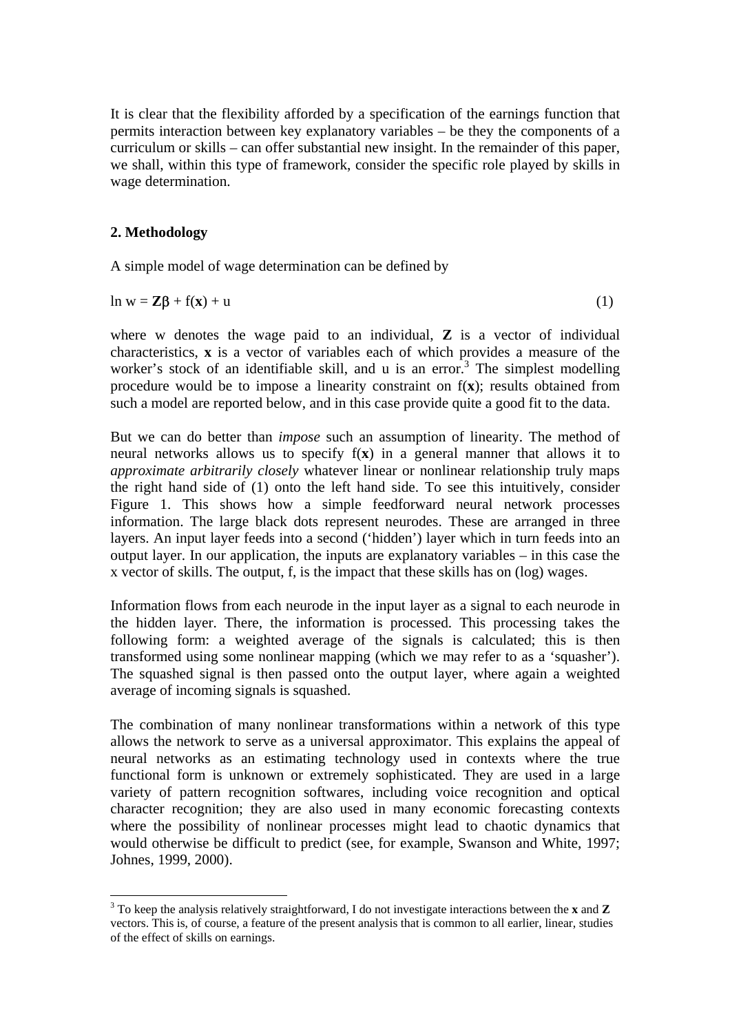It is clear that the flexibility afforded by a specification of the earnings function that permits interaction between key explanatory variables – be they the components of a curriculum or skills – can offer substantial new insight. In the remainder of this paper, we shall, within this type of framework, consider the specific role played by skills in wage determination.

## 2. Methodology

A simple model of wage determination can be defined by

$$\ln w = \mathbf{Z}\beta + f(\mathbf{x}) + u \qquad (1)$$

where w denotes the wage paid to an individual, **Z** is a vector of individual characteristics, **x** is a vector of variables each of which provides a measure of the worker's stock of an identifiable skill, and u is an error.[3] The simplest modelling procedure would be to impose a linearity constraint on f(**x**); results obtained from such a model are reported below, and in this case provide quite a good fit to the data.

But we can do better than *impose* such an assumption of linearity. The method of neural networks allows us to specify f(**x**) in a general manner that allows it to *approximate arbitrarily closely* whatever linear or nonlinear relationship truly maps the right hand side of (1) onto the left hand side. To see this intuitively, consider Figure 1. This shows how a simple feedforward neural network processes information. The large black dots represent neurodes. These are arranged in three layers. An input layer feeds into a second ('hidden') layer which in turn feeds into an output layer. In our application, the inputs are explanatory variables – in this case the x vector of skills. The output, f, is the impact that these skills has on (log) wages.

Information flows from each neurode in the input layer as a signal to each neurode in the hidden layer. There, the information is processed. This processing takes the following form: a weighted average of the signals is calculated; this is then transformed using some nonlinear mapping (which we may refer to as a 'squasher'). The squashed signal is then passed onto the output layer, where again a weighted average of incoming signals is squashed.

The combination of many nonlinear transformations within a network of this type allows the network to serve as a universal approximator. This explains the appeal of neural networks as an estimating technology used in contexts where the true functional form is unknown or extremely sophisticated. They are used in a large variety of pattern recognition softwares, including voice recognition and optical character recognition; they are also used in many economic forecasting contexts where the possibility of nonlinear processes might lead to chaotic dynamics that would otherwise be difficult to predict (see, for example, Swanson and White, 1997; Johnes, 1999, 2000).

[3] To keep the analysis relatively straightforward, I do not investigate interactions between the **x** and **Z** vectors. This is, of course, a feature of the present analysis that is common to all earlier, linear, studies of the effect of skills on earnings.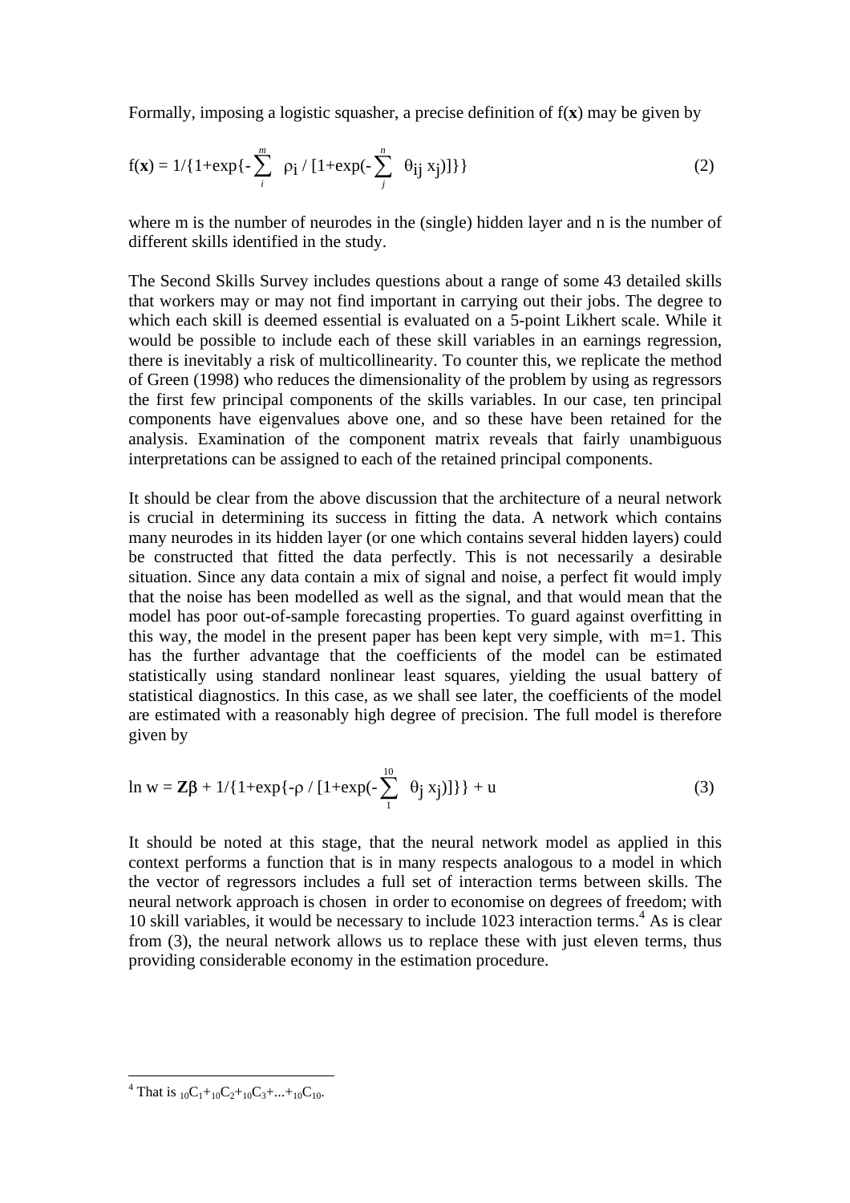Formally, imposing a logistic squasher, a precise definition of f(**x**) may be given by

$$f(\mathbf{x}) = 1/\{1+\exp\{-\sum_{i}^{m} \rho_i / [1+\exp(-\sum_{j}^{n} \theta_{ij} x_j)]\}\} \tag{2}$$

where m is the number of neurodes in the (single) hidden layer and n is the number of different skills identified in the study.

The Second Skills Survey includes questions about a range of some 43 detailed skills that workers may or may not find important in carrying out their jobs. The degree to which each skill is deemed essential is evaluated on a 5-point Likhert scale. While it would be possible to include each of these skill variables in an earnings regression, there is inevitably a risk of multicollinearity. To counter this, we replicate the method of Green (1998) who reduces the dimensionality of the problem by using as regressors the first few principal components of the skills variables. In our case, ten principal components have eigenvalues above one, and so these have been retained for the analysis. Examination of the component matrix reveals that fairly unambiguous interpretations can be assigned to each of the retained principal components.

It should be clear from the above discussion that the architecture of a neural network is crucial in determining its success in fitting the data. A network which contains many neurodes in its hidden layer (or one which contains several hidden layers) could be constructed that fitted the data perfectly. This is not necessarily a desirable situation. Since any data contain a mix of signal and noise, a perfect fit would imply that the noise has been modelled as well as the signal, and that would mean that the model has poor out-of-sample forecasting properties. To guard against overfitting in this way, the model in the present paper has been kept very simple, with m=1. This has the further advantage that the coefficients of the model can be estimated statistically using standard nonlinear least squares, yielding the usual battery of statistical diagnostics. In this case, as we shall see later, the coefficients of the model are estimated with a reasonably high degree of precision. The full model is therefore given by

$$\ln w = \mathbf{Z}\beta + 1/\{1+\exp\{-\rho / [1+\exp(-\sum_{1}^{10} \theta_j x_j)]\}\} + u \tag{3}$$

It should be noted at this stage, that the neural network model as applied in this context performs a function that is in many respects analogous to a model in which the vector of regressors includes a full set of interaction terms between skills. The neural network approach is chosen in order to economise on degrees of freedom; with 10 skill variables, it would be necessary to include 1023 interaction terms.[4] As is clear from (3), the neural network allows us to replace these with just eleven terms, thus providing considerable economy in the estimation procedure.

[4] That is ${}_{10}C_1+{}_{10}C_2+{}_{10}C_3+...+{}_{10}C_{10}$.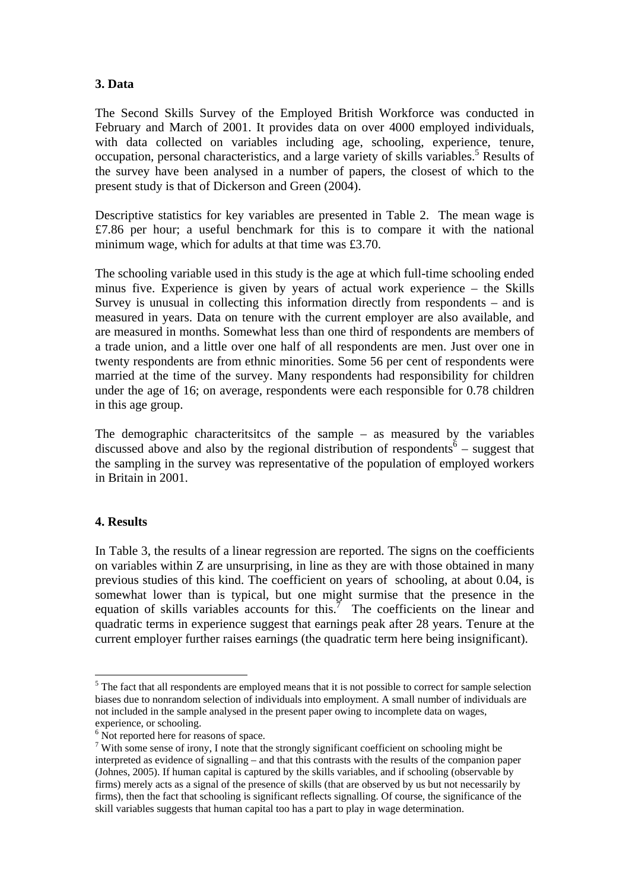## 3. Data

The Second Skills Survey of the Employed British Workforce was conducted in February and March of 2001. It provides data on over 4000 employed individuals, with data collected on variables including age, schooling, experience, tenure, occupation, personal characteristics, and a large variety of skills variables.[5] Results of the survey have been analysed in a number of papers, the closest of which to the present study is that of Dickerson and Green (2004).

Descriptive statistics for key variables are presented in Table 2. The mean wage is £7.86 per hour; a useful benchmark for this is to compare it with the national minimum wage, which for adults at that time was £3.70.

The schooling variable used in this study is the age at which full-time schooling ended minus five. Experience is given by years of actual work experience – the Skills Survey is unusual in collecting this information directly from respondents – and is measured in years. Data on tenure with the current employer are also available, and are measured in months. Somewhat less than one third of respondents are members of a trade union, and a little over one half of all respondents are men. Just over one in twenty respondents are from ethnic minorities. Some 56 per cent of respondents were married at the time of the survey. Many respondents had responsibility for children under the age of 16; on average, respondents were each responsible for 0.78 children in this age group.

The demographic characteritsitcs of the sample – as measured by the variables discussed above and also by the regional distribution of respondents[6] – suggest that the sampling in the survey was representative of the population of employed workers in Britain in 2001.

## 4. Results

In Table 3, the results of a linear regression are reported. The signs on the coefficients on variables within Z are unsurprising, in line as they are with those obtained in many previous studies of this kind. The coefficient on years of schooling, at about 0.04, is somewhat lower than is typical, but one might surmise that the presence in the equation of skills variables accounts for this.[7] The coefficients on the linear and quadratic terms in experience suggest that earnings peak after 28 years. Tenure at the current employer further raises earnings (the quadratic term here being insignificant).

---

[5] The fact that all respondents are employed means that it is not possible to correct for sample selection biases due to nonrandom selection of individuals into employment. A small number of individuals are not included in the sample analysed in the present paper owing to incomplete data on wages, experience, or schooling.

[6] Not reported here for reasons of space.

[7] With some sense of irony, I note that the strongly significant coefficient on schooling might be interpreted as evidence of signalling – and that this contrasts with the results of the companion paper (Johnes, 2005). If human capital is captured by the skills variables, and if schooling (observable by firms) merely acts as a signal of the presence of skills (that are observed by us but not necessarily by firms), then the fact that schooling is significant reflects signalling. Of course, the significance of the skill variables suggests that human capital too has a part to play in wage determination.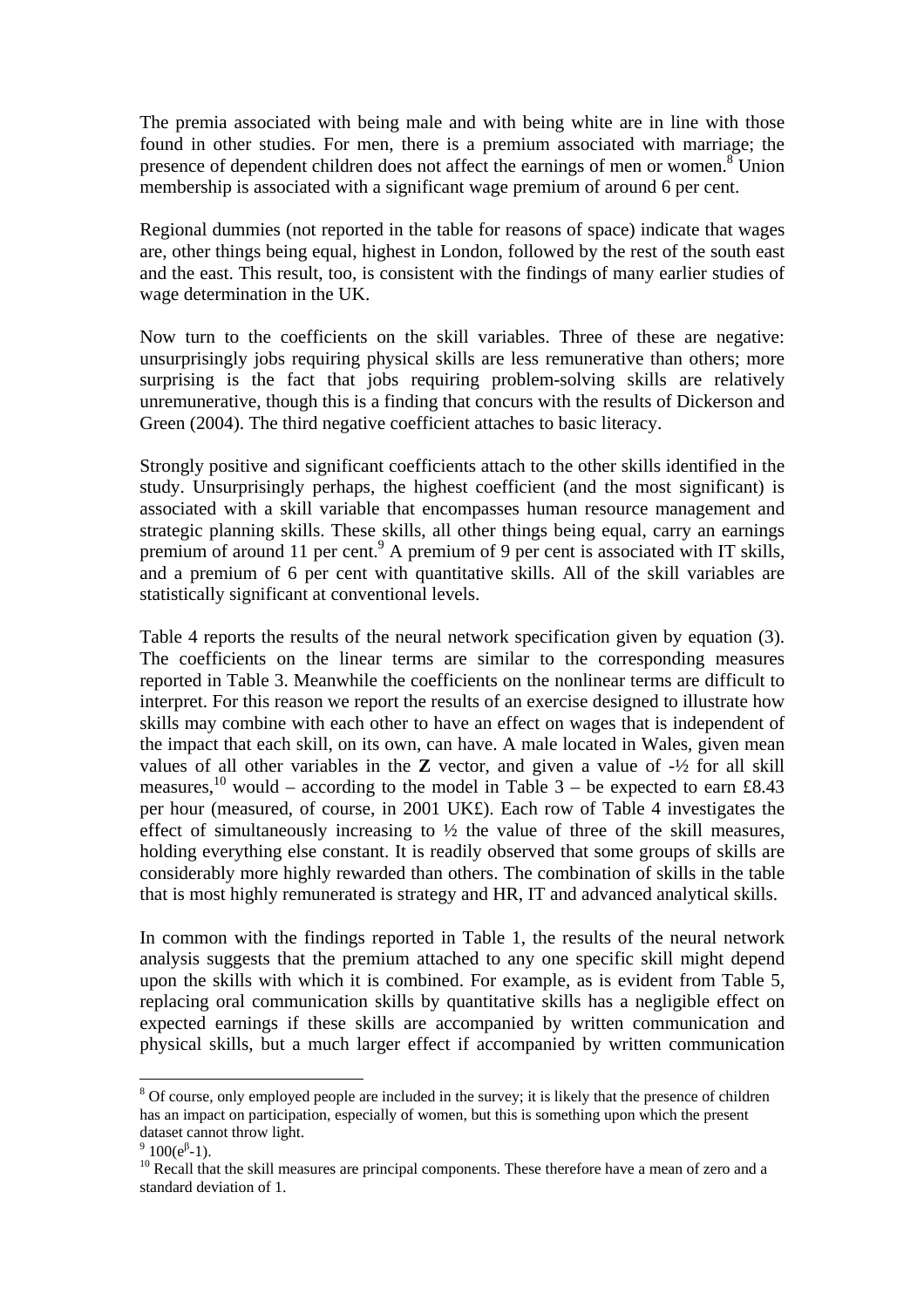The premia associated with being male and with being white are in line with those found in other studies. For men, there is a premium associated with marriage; the presence of dependent children does not affect the earnings of men or women.[8] Union membership is associated with a significant wage premium of around 6 per cent.

Regional dummies (not reported in the table for reasons of space) indicate that wages are, other things being equal, highest in London, followed by the rest of the south east and the east. This result, too, is consistent with the findings of many earlier studies of wage determination in the UK.

Now turn to the coefficients on the skill variables. Three of these are negative: unsurprisingly jobs requiring physical skills are less remunerative than others; more surprising is the fact that jobs requiring problem-solving skills are relatively unremunerative, though this is a finding that concurs with the results of Dickerson and Green (2004). The third negative coefficient attaches to basic literacy.

Strongly positive and significant coefficients attach to the other skills identified in the study. Unsurprisingly perhaps, the highest coefficient (and the most significant) is associated with a skill variable that encompasses human resource management and strategic planning skills. These skills, all other things being equal, carry an earnings premium of around 11 per cent.[9] A premium of 9 per cent is associated with IT skills, and a premium of 6 per cent with quantitative skills. All of the skill variables are statistically significant at conventional levels.

Table 4 reports the results of the neural network specification given by equation (3). The coefficients on the linear terms are similar to the corresponding measures reported in Table 3. Meanwhile the coefficients on the nonlinear terms are difficult to interpret. For this reason we report the results of an exercise designed to illustrate how skills may combine with each other to have an effect on wages that is independent of the impact that each skill, on its own, can have. A male located in Wales, given mean values of all other variables in the **Z** vector, and given a value of -½ for all skill measures,[10] would – according to the model in Table 3 – be expected to earn £8.43 per hour (measured, of course, in 2001 UK£). Each row of Table 4 investigates the effect of simultaneously increasing to ½ the value of three of the skill measures, holding everything else constant. It is readily observed that some groups of skills are considerably more highly rewarded than others. The combination of skills in the table that is most highly remunerated is strategy and HR, IT and advanced analytical skills.

In common with the findings reported in Table 1, the results of the neural network analysis suggests that the premium attached to any one specific skill might depend upon the skills with which it is combined. For example, as is evident from Table 5, replacing oral communication skills by quantitative skills has a negligible effect on expected earnings if these skills are accompanied by written communication and physical skills, but a much larger effect if accompanied by written communication

---

[8] Of course, only employed people are included in the survey; it is likely that the presence of children has an impact on participation, especially of women, but this is something upon which the present dataset cannot throw light.

[9] $100(e^{\beta}-1)$.

[10] Recall that the skill measures are principal components. These therefore have a mean of zero and a standard deviation of 1.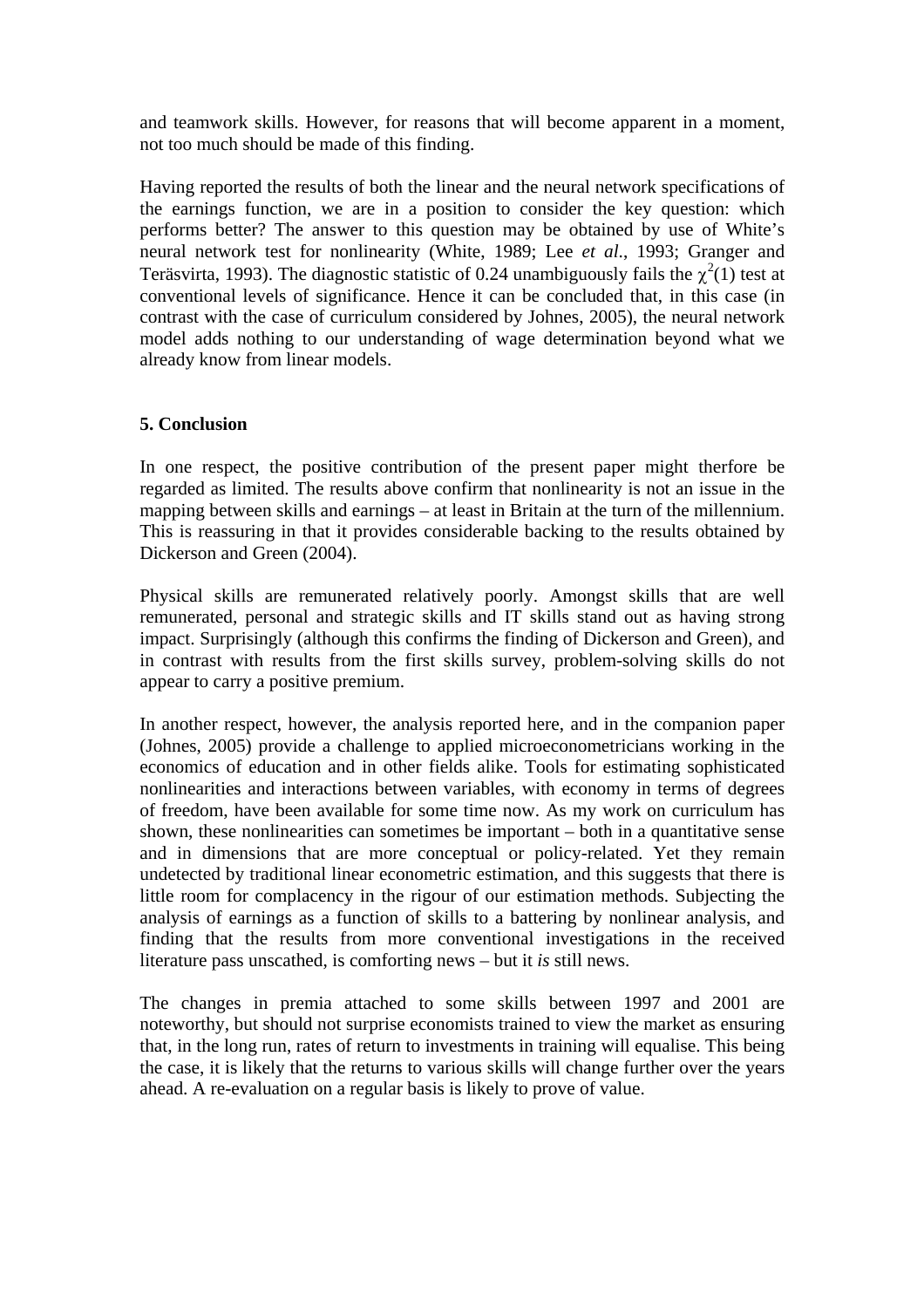and teamwork skills. However, for reasons that will become apparent in a moment, not too much should be made of this finding.

Having reported the results of both the linear and the neural network specifications of the earnings function, we are in a position to consider the key question: which performs better? The answer to this question may be obtained by use of White's neural network test for nonlinearity (White, 1989; Lee *et al*., 1993; Granger and Teräsvirta, 1993). The diagnostic statistic of 0.24 unambiguously fails the $\chi^2(1)$ test at conventional levels of significance. Hence it can be concluded that, in this case (in contrast with the case of curriculum considered by Johnes, 2005), the neural network model adds nothing to our understanding of wage determination beyond what we already know from linear models.

## 5. Conclusion

In one respect, the positive contribution of the present paper might therfore be regarded as limited. The results above confirm that nonlinearity is not an issue in the mapping between skills and earnings – at least in Britain at the turn of the millennium. This is reassuring in that it provides considerable backing to the results obtained by Dickerson and Green (2004).

Physical skills are remunerated relatively poorly. Amongst skills that are well remunerated, personal and strategic skills and IT skills stand out as having strong impact. Surprisingly (although this confirms the finding of Dickerson and Green), and in contrast with results from the first skills survey, problem-solving skills do not appear to carry a positive premium.

In another respect, however, the analysis reported here, and in the companion paper (Johnes, 2005) provide a challenge to applied microeconometricians working in the economics of education and in other fields alike. Tools for estimating sophisticated nonlinearities and interactions between variables, with economy in terms of degrees of freedom, have been available for some time now. As my work on curriculum has shown, these nonlinearities can sometimes be important – both in a quantitative sense and in dimensions that are more conceptual or policy-related. Yet they remain undetected by traditional linear econometric estimation, and this suggests that there is little room for complacency in the rigour of our estimation methods. Subjecting the analysis of earnings as a function of skills to a battering by nonlinear analysis, and finding that the results from more conventional investigations in the received literature pass unscathed, is comforting news – but it *is* still news.

The changes in premia attached to some skills between 1997 and 2001 are noteworthy, but should not surprise economists trained to view the market as ensuring that, in the long run, rates of return to investments in training will equalise. This being the case, it is likely that the returns to various skills will change further over the years ahead. A re-evaluation on a regular basis is likely to prove of value.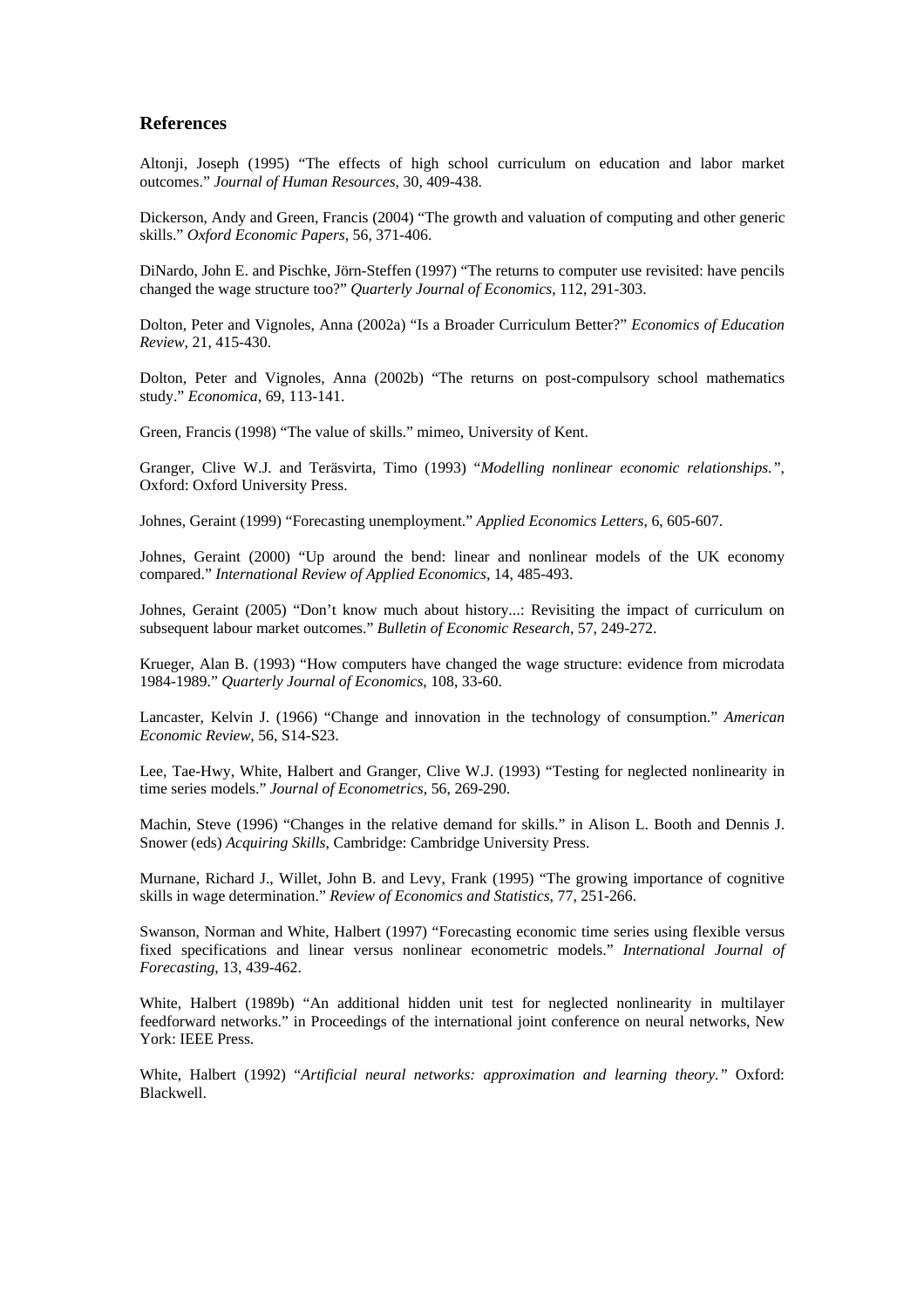## References

Altonji, Joseph (1995) "The effects of high school curriculum on education and labor market outcomes." *Journal of Human Resources*, 30, 409-438.

Dickerson, Andy and Green, Francis (2004) "The growth and valuation of computing and other generic skills." *Oxford Economic Papers*, 56, 371-406.

DiNardo, John E. and Pischke, Jörn-Steffen (1997) "The returns to computer use revisited: have pencils changed the wage structure too?" *Quarterly Journal of Economics*, 112, 291-303.

Dolton, Peter and Vignoles, Anna (2002a) "Is a Broader Curriculum Better?" *Economics of Education Review*, 21, 415-430.

Dolton, Peter and Vignoles, Anna (2002b) "The returns on post-compulsory school mathematics study." *Economica*, 69, 113-141.

Green, Francis (1998) "The value of skills." mimeo, University of Kent.

Granger, Clive W.J. and Teräsvirta, Timo (1993) "*Modelling nonlinear economic relationships.*", Oxford: Oxford University Press.

Johnes, Geraint (1999) "Forecasting unemployment." *Applied Economics Letters*, 6, 605-607.

Johnes, Geraint (2000) "Up around the bend: linear and nonlinear models of the UK economy compared." *International Review of Applied Economics*, 14, 485-493.

Johnes, Geraint (2005) "Don't know much about history...: Revisiting the impact of curriculum on subsequent labour market outcomes." *Bulletin of Economic Research*, 57, 249-272.

Krueger, Alan B. (1993) "How computers have changed the wage structure: evidence from microdata 1984-1989." *Quarterly Journal of Economics*, 108, 33-60.

Lancaster, Kelvin J. (1966) "Change and innovation in the technology of consumption." *American Economic Review*, 56, S14-S23.

Lee, Tae-Hwy, White, Halbert and Granger, Clive W.J. (1993) "Testing for neglected nonlinearity in time series models." *Journal of Econometrics*, 56, 269-290.

Machin, Steve (1996) "Changes in the relative demand for skills." in Alison L. Booth and Dennis J. Snower (eds) *Acquiring Skills*, Cambridge: Cambridge University Press.

Murnane, Richard J., Willet, John B. and Levy, Frank (1995) "The growing importance of cognitive skills in wage determination." *Review of Economics and Statistics*, 77, 251-266.

Swanson, Norman and White, Halbert (1997) "Forecasting economic time series using flexible versus fixed specifications and linear versus nonlinear econometric models." *International Journal of Forecasting*, 13, 439-462.

White, Halbert (1989b) "An additional hidden unit test for neglected nonlinearity in multilayer feedforward networks." in Proceedings of the international joint conference on neural networks, New York: IEEE Press.

White, Halbert (1992) "*Artificial neural networks: approximation and learning theory.*" Oxford: Blackwell.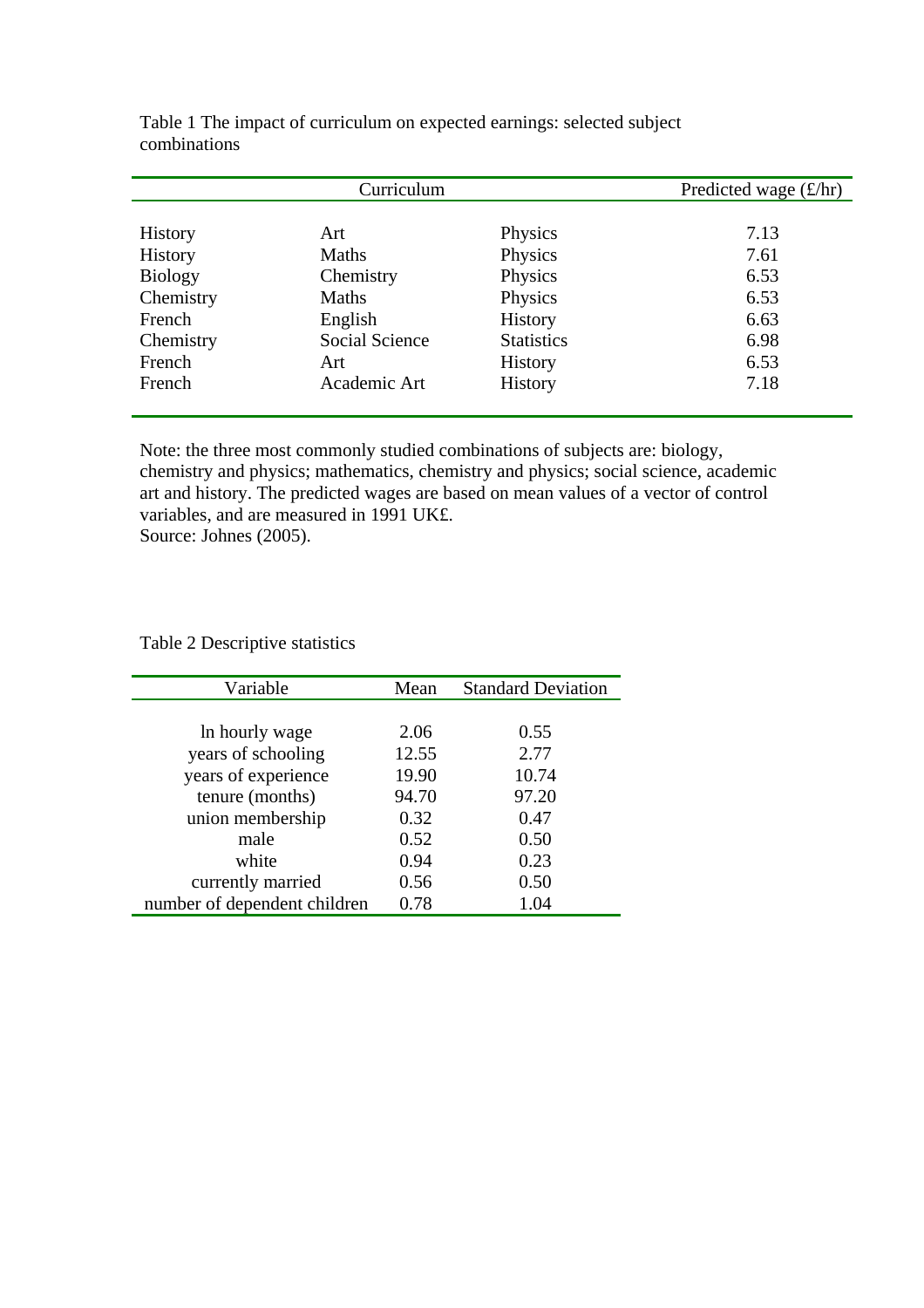Table 1 The impact of curriculum on expected earnings: selected subject combinations

| Curriculum | | | Predicted wage (£/hr) |
|---|---|---|---|
| History | Art | Physics | 7.13 |
| History | Maths | Physics | 7.61 |
| Biology | Chemistry | Physics | 6.53 |
| Chemistry | Maths | Physics | 6.53 |
| French | English | History | 6.63 |
| Chemistry | Social Science | Statistics | 6.98 |
| French | Art | History | 6.53 |
| French | Academic Art | History | 7.18 |

Note: the three most commonly studied combinations of subjects are: biology, chemistry and physics; mathematics, chemistry and physics; social science, academic art and history. The predicted wages are based on mean values of a vector of control variables, and are measured in 1991 UK£.
Source: Johnes (2005).

Table 2 Descriptive statistics

| Variable | Mean | Standard Deviation |
|---|---|---|
| ln hourly wage | 2.06 | 0.55 |
| years of schooling | 12.55 | 2.77 |
| years of experience | 19.90 | 10.74 |
| tenure (months) | 94.70 | 97.20 |
| union membership | 0.32 | 0.47 |
| male | 0.52 | 0.50 |
| white | 0.94 | 0.23 |
| currently married | 0.56 | 0.50 |
| number of dependent children | 0.78 | 1.04 |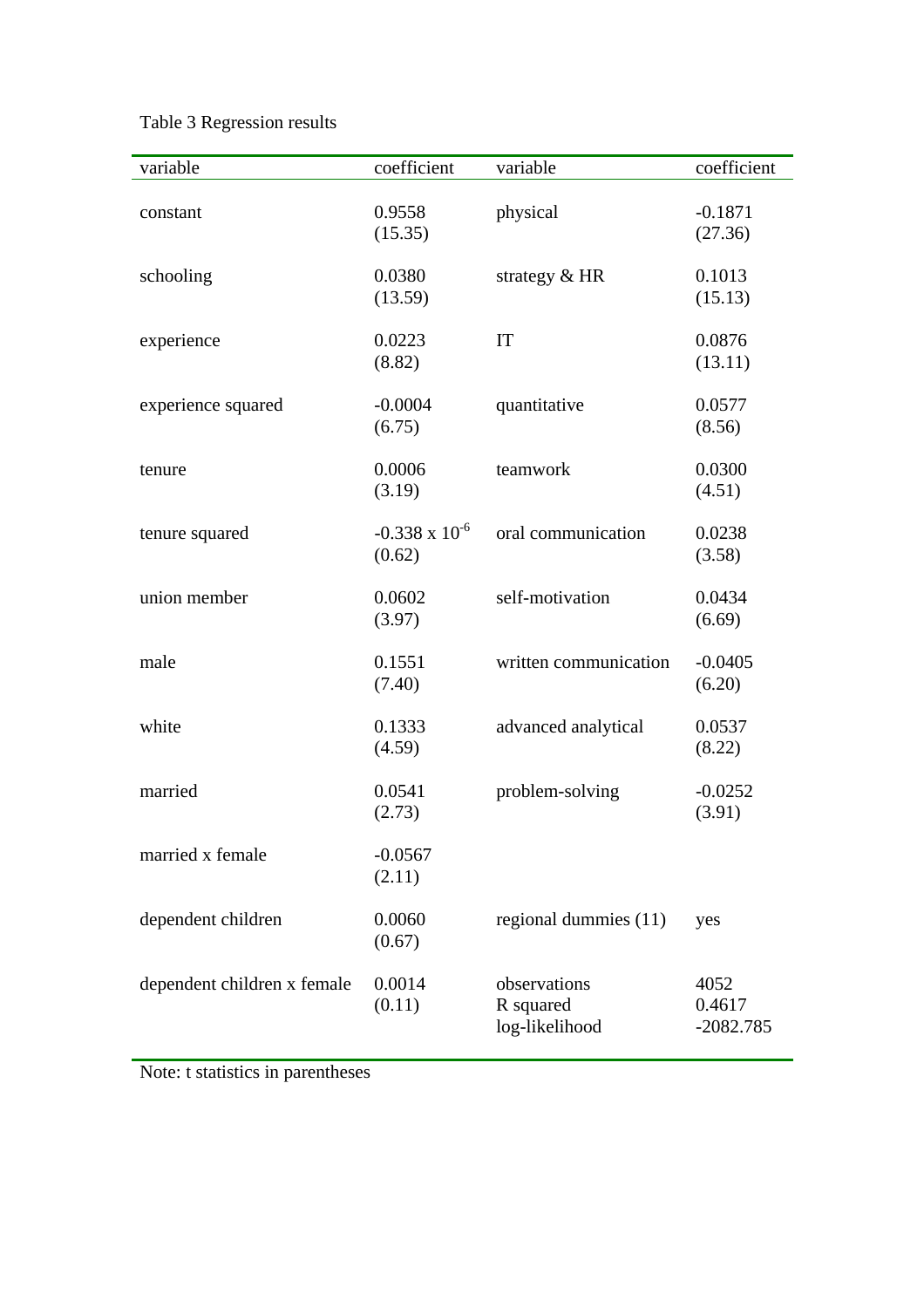Table 3 Regression results

| variable | coefficient | variable | coefficient |
|---|---|---|---|
| constant | 0.9558<br>(15.35) | physical | -0.1871<br>(27.36) |
| schooling | 0.0380<br>(13.59) | strategy & HR | 0.1013<br>(15.13) |
| experience | 0.0223<br>(8.82) | IT | 0.0876<br>(13.11) |
| experience squared | -0.0004<br>(6.75) | quantitative | 0.0577<br>(8.56) |
| tenure | 0.0006<br>(3.19) | teamwork | 0.0300<br>(4.51) |
| tenure squared | $-0.338 \times 10^{-6}$<br>(0.62) | oral communication | 0.0238<br>(3.58) |
| union member | 0.0602<br>(3.97) | self-motivation | 0.0434<br>(6.69) |
| male | 0.1551<br>(7.40) | written communication | -0.0405<br>(6.20) |
| white | 0.1333<br>(4.59) | advanced analytical | 0.0537<br>(8.22) |
| married | 0.0541<br>(2.73) | problem-solving | -0.0252<br>(3.91) |
| married x female | -0.0567<br>(2.11) | | |
| dependent children | 0.0060<br>(0.67) | regional dummies (11) | yes |
| dependent children x female | 0.0014<br>(0.11) | observations<br>R squared<br>log-likelihood | 4052<br>0.4617<br>-2082.785 |

Note: t statistics in parentheses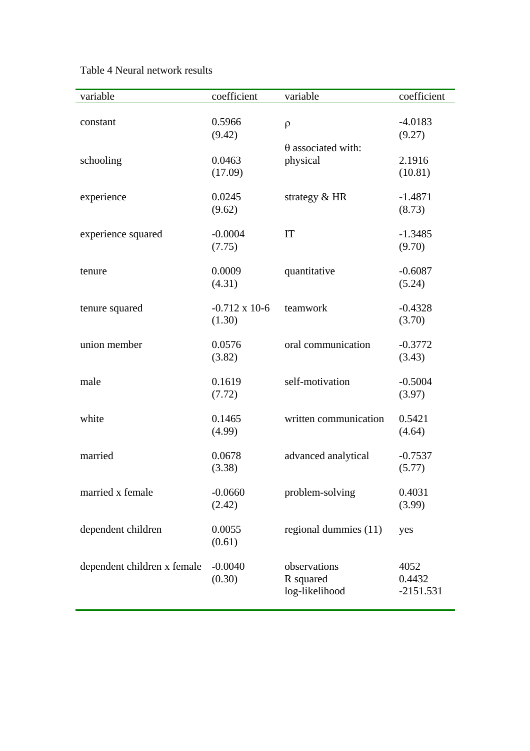Table 4 Neural network results

| variable | coefficient | variable | coefficient |
|---|---|---|---|
| constant | 0.5966<br>(9.42) | $\rho$ | -4.0183<br>(9.27) |
| | | $\theta$ associated with: | |
| schooling | 0.0463<br>(17.09) | physical | 2.1916<br>(10.81) |
| experience | 0.0245<br>(9.62) | strategy & HR | -1.4871<br>(8.73) |
| experience squared | -0.0004<br>(7.75) | IT | -1.3485<br>(9.70) |
| tenure | 0.0009<br>(4.31) | quantitative | -0.6087<br>(5.24) |
| tenure squared | $-0.712 \times 10^{-6}$<br>(1.30) | teamwork | -0.4328<br>(3.70) |
| union member | 0.0576<br>(3.82) | oral communication | -0.3772<br>(3.43) |
| male | 0.1619<br>(7.72) | self-motivation | -0.5004<br>(3.97) |
| white | 0.1465<br>(4.99) | written communication | 0.5421<br>(4.64) |
| married | 0.0678<br>(3.38) | advanced analytical | -0.7537<br>(5.77) |
| married x female | -0.0660<br>(2.42) | problem-solving | 0.4031<br>(3.99) |
| dependent children | 0.0055<br>(0.61) | regional dummies (11) | yes |
| dependent children x female | -0.0040<br>(0.30) | observations<br>R squared<br>log-likelihood | 4052<br>0.4432<br>-2151.531 |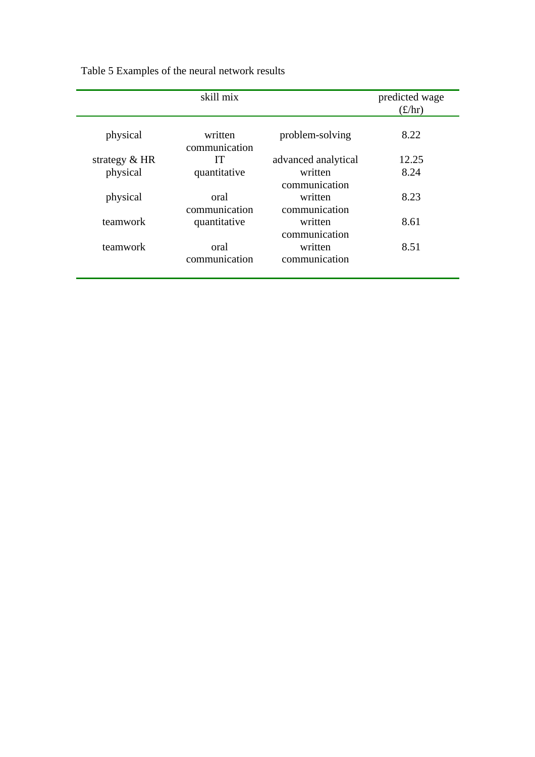Table 5 Examples of the neural network results

| skill mix | | | predicted wage (£/hr) |
|---|---|---|---|
| physical | written communication | problem-solving | 8.22 |
| strategy & HR | IT | advanced analytical | 12.25 |
| physical | quantitative | written communication | 8.24 |
| physical | oral communication | written communication | 8.23 |
| teamwork | quantitative | written communication | 8.61 |
| teamwork | oral communication | written communication | 8.51 |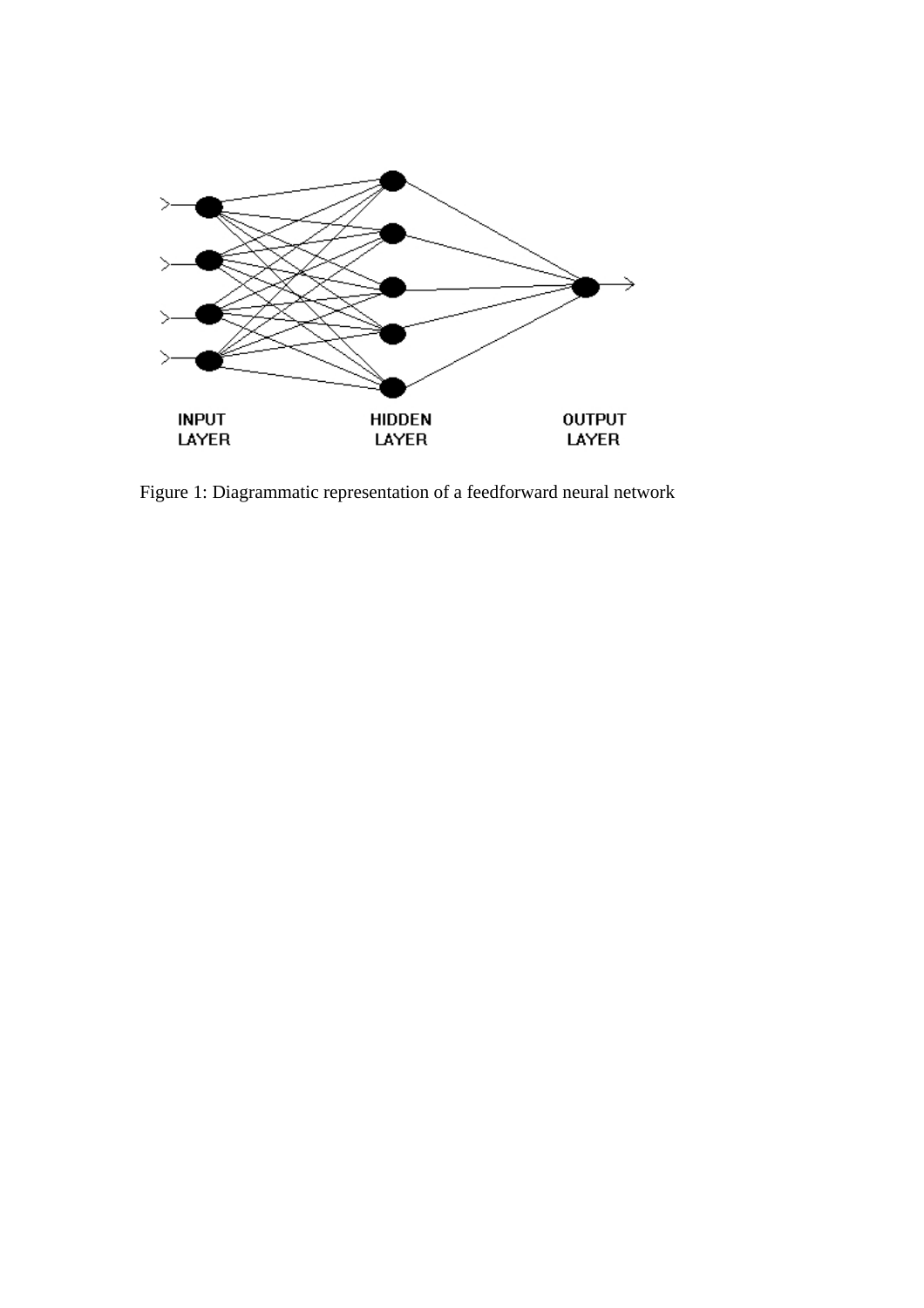INPUT
LAYER

HIDDEN
LAYER

OUTPUT
LAYER

Figure 1: Diagrammatic representation of a feedforward neural network